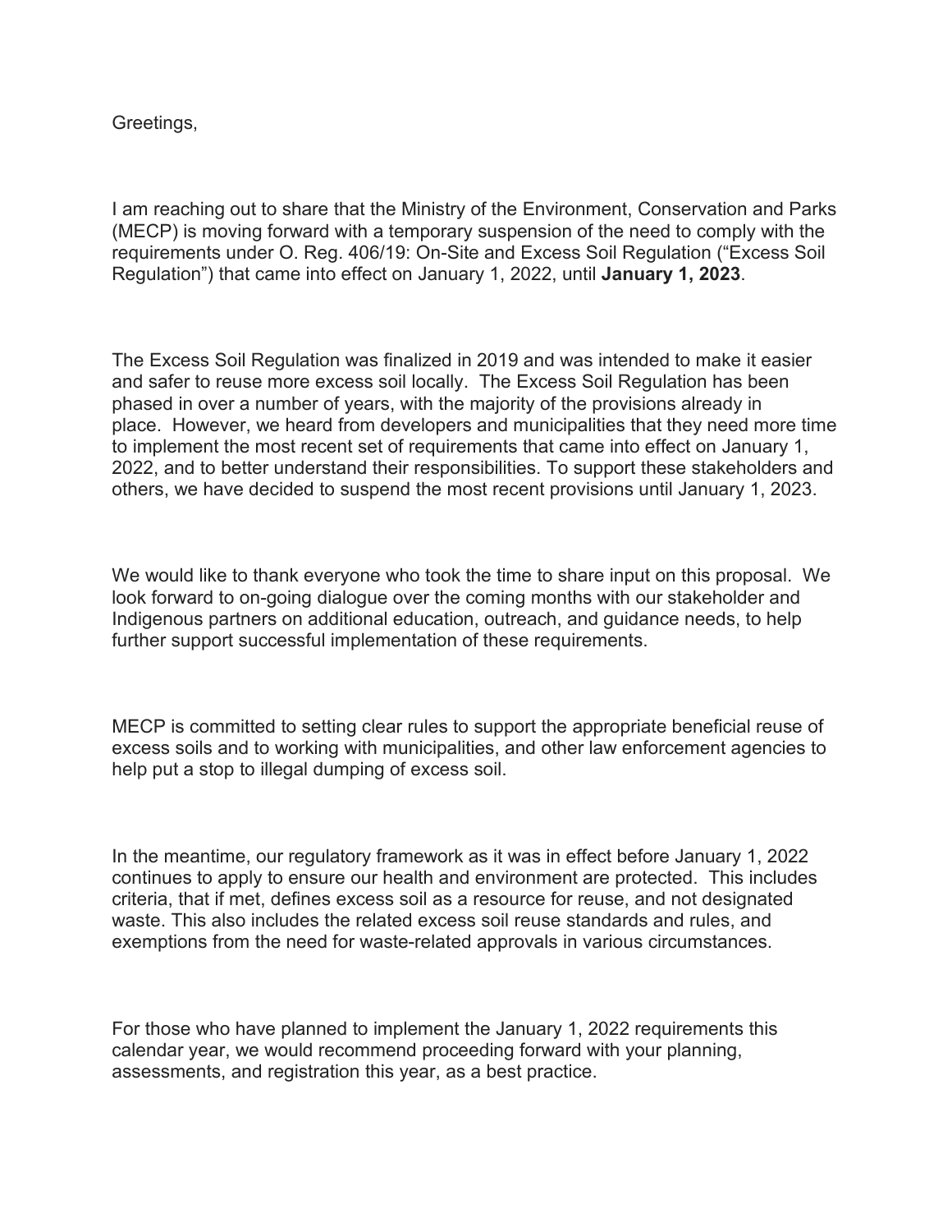Greetings,

I am reaching out to share that the Ministry of the Environment, Conservation and Parks (MECP) is moving forward with a temporary suspension of the need to comply with the requirements under O. Reg. 406/19: On-Site and Excess Soil Regulation ("Excess Soil Regulation") that came into effect on January 1, 2022, until **January 1, 2023**.

The Excess Soil Regulation was finalized in 2019 and was intended to make it easier and safer to reuse more excess soil locally. The Excess Soil Regulation has been phased in over a number of years, with the majority of the provisions already in place. However, we heard from developers and municipalities that they need more time to implement the most recent set of requirements that came into effect on January 1, 2022, and to better understand their responsibilities. To support these stakeholders and others, we have decided to suspend the most recent provisions until January 1, 2023.

We would like to thank everyone who took the time to share input on this proposal. We look forward to on-going dialogue over the coming months with our stakeholder and Indigenous partners on additional education, outreach, and guidance needs, to help further support successful implementation of these requirements.

MECP is committed to setting clear rules to support the appropriate beneficial reuse of excess soils and to working with municipalities, and other law enforcement agencies to help put a stop to illegal dumping of excess soil.

In the meantime, our regulatory framework as it was in effect before January 1, 2022 continues to apply to ensure our health and environment are protected. This includes criteria, that if met, defines excess soil as a resource for reuse, and not designated waste. This also includes the related excess soil reuse standards and rules, and exemptions from the need for waste-related approvals in various circumstances.

For those who have planned to implement the January 1, 2022 requirements this calendar year, we would recommend proceeding forward with your planning, assessments, and registration this year, as a best practice.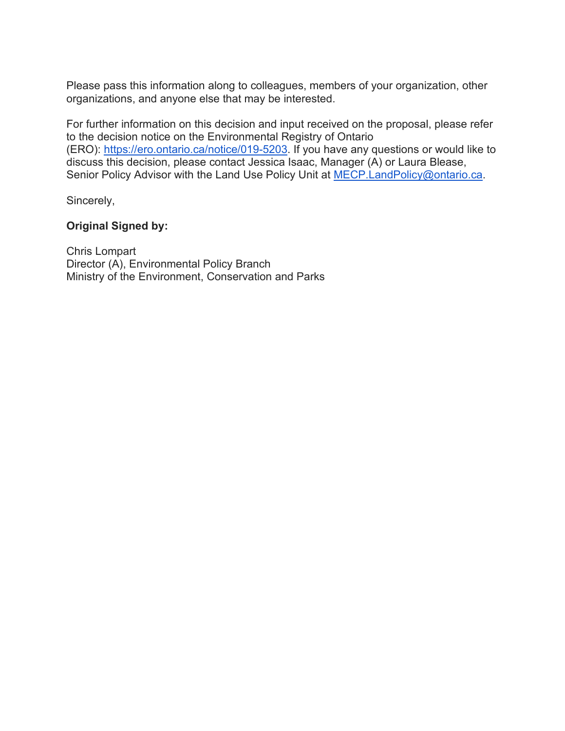Please pass this information along to colleagues, members of your organization, other organizations, and anyone else that may be interested.

For further information on this decision and input received on the proposal, please refer to the decision notice on the Environmental Registry of Ontario (ERO): [https://ero.ontario.ca/notice/019-5203](https://ero.ontario.ca/notice/019-5203). If you have any questions or would like to discuss this decision, please contact Jessica Isaac, Manager (A) or Laura Blease, Senior Policy Advisor with the Land Use Policy Unit at [MECP.LandPolicy@ontario.ca](mailto:MECP.LandPolicy@ontario.ca).

Sincerely,

**Original Signed by:**

Chris Lompart
Director (A), Environmental Policy Branch
Ministry of the Environment, Conservation and Parks